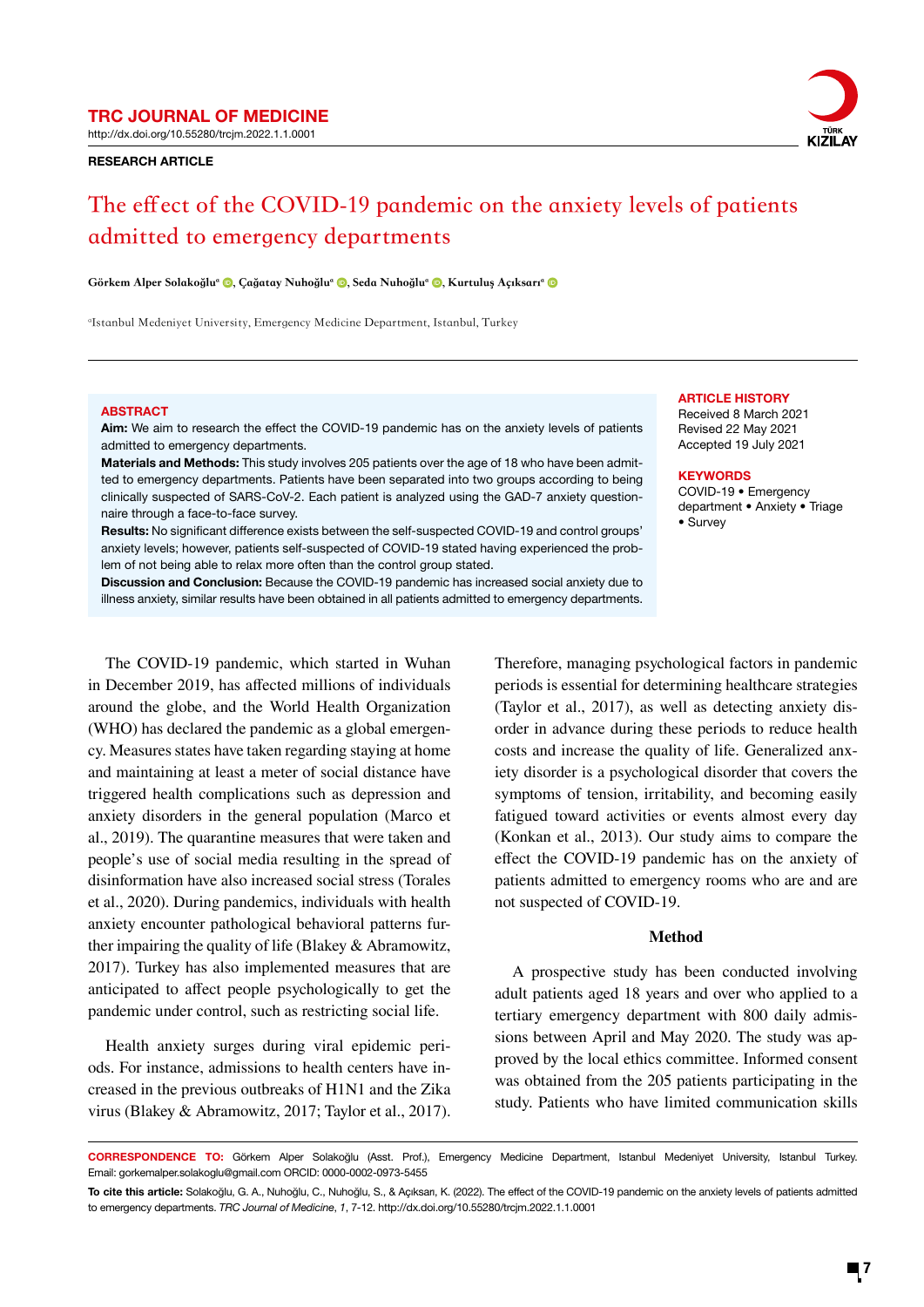**TRC JOURNAL OF MEDICINE**

http://dx.doi.org/10.55280/trcjm.2022.1.1.0001

**RESEARCH ARTICLE**

# The effect of the COVID-19 pandemic on the anxiety levels of patients admitted to emergency departments

**Görkem Alper Solakoğlu[a], Çağatay Nuhoğlu[a], Seda Nuhoğlu[a], Kurtuluş Açıksarı[a]**

[a]Istanbul Medeniyet University, Emergency Medicine Department, Istanbul, Turkey

**ABSTRACT**

**Aim:** We aim to research the effect the COVID-19 pandemic has on the anxiety levels of patients admitted to emergency departments.

**Materials and Methods:** This study involves 205 patients over the age of 18 who have been admitted to emergency departments. Patients have been separated into two groups according to being clinically suspected of SARS-CoV-2. Each patient is analyzed using the GAD-7 anxiety questionnaire through a face-to-face survey.

**Results:** No significant difference exists between the self-suspected COVID-19 and control groups' anxiety levels; however, patients self-suspected of COVID-19 stated having experienced the problem of not being able to relax more often than the control group stated.

**Discussion and Conclusion:** Because the COVID-19 pandemic has increased social anxiety due to illness anxiety, similar results have been obtained in all patients admitted to emergency departments.

**ARTICLE HISTORY**

Received 8 March 2021
Revised 22 May 2021
Accepted 19 July 2021

**KEYWORDS**

COVID-19 • Emergency department • Anxiety • Triage • Survey

The COVID-19 pandemic, which started in Wuhan in December 2019, has affected millions of individuals around the globe, and the World Health Organization (WHO) has declared the pandemic as a global emergency. Measures states have taken regarding staying at home and maintaining at least a meter of social distance have triggered health complications such as depression and anxiety disorders in the general population (Marco et al., 2019). The quarantine measures that were taken and people's use of social media resulting in the spread of disinformation have also increased social stress (Torales et al., 2020). During pandemics, individuals with health anxiety encounter pathological behavioral patterns further impairing the quality of life (Blakey & Abramowitz, 2017). Turkey has also implemented measures that are anticipated to affect people psychologically to get the pandemic under control, such as restricting social life.

Health anxiety surges during viral epidemic periods. For instance, admissions to health centers have increased in the previous outbreaks of H1N1 and the Zika virus (Blakey & Abramowitz, 2017; Taylor et al., 2017). Therefore, managing psychological factors in pandemic periods is essential for determining healthcare strategies (Taylor et al., 2017), as well as detecting anxiety disorder in advance during these periods to reduce health costs and increase the quality of life. Generalized anxiety disorder is a psychological disorder that covers the symptoms of tension, irritability, and becoming easily fatigued toward activities or events almost every day (Konkan et al., 2013). Our study aims to compare the effect the COVID-19 pandemic has on the anxiety of patients admitted to emergency rooms who are and are not suspected of COVID-19.

## Method

A prospective study has been conducted involving adult patients aged 18 years and over who applied to a tertiary emergency department with 800 daily admissions between April and May 2020. The study was approved by the local ethics committee. Informed consent was obtained from the 205 patients participating in the study. Patients who have limited communication skills

**CORRESPONDENCE TO:** Görkem Alper Solakoğlu (Asst. Prof.), Emergency Medicine Department, Istanbul Medeniyet University, Istanbul Turkey. Email: gorkemalper.solakoglu@gmail.com ORCID: 0000-0002-0973-5455

**To cite this article:** Solakoğlu, G. A., Nuhoğlu, C., Nuhoğlu, S., & Açıksan, K. (2022). The effect of the COVID-19 pandemic on the anxiety levels of patients admitted to emergency departments. *TRC Journal of Medicine*, *1*, 7-12. http://dx.doi.org/10.55280/trcjm.2022.1.1.0001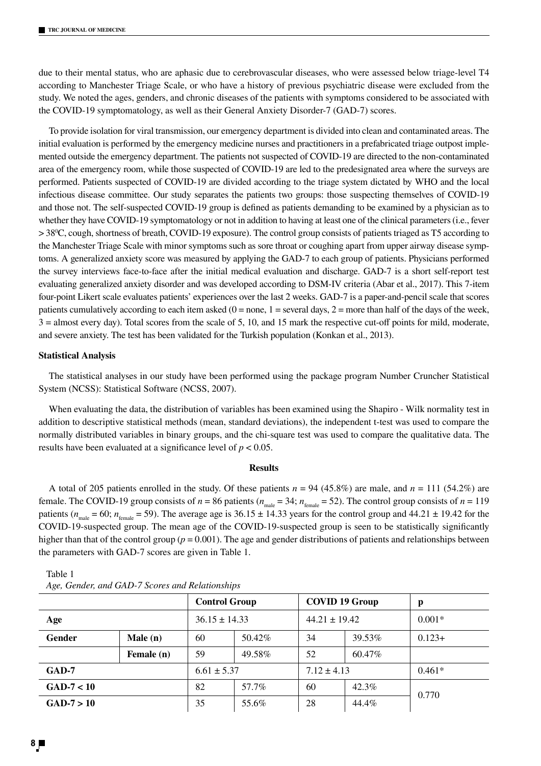due to their mental status, who are aphasic due to cerebrovascular diseases, who were assessed below triage-level T4 according to Manchester Triage Scale, or who have a history of previous psychiatric disease were excluded from the study. We noted the ages, genders, and chronic diseases of the patients with symptoms considered to be associated with the COVID-19 symptomatology, as well as their General Anxiety Disorder-7 (GAD-7) scores.

To provide isolation for viral transmission, our emergency department is divided into clean and contaminated areas. The initial evaluation is performed by the emergency medicine nurses and practitioners in a prefabricated triage outpost implemented outside the emergency department. The patients not suspected of COVID-19 are directed to the non-contaminated area of the emergency room, while those suspected of COVID-19 are led to the predesignated area where the surveys are performed. Patients suspected of COVID-19 are divided according to the triage system dictated by WHO and the local infectious disease committee. Our study separates the patients two groups: those suspecting themselves of COVID-19 and those not. The self-suspected COVID-19 group is defined as patients demanding to be examined by a physician as to whether they have COVID-19 symptomatology or not in addition to having at least one of the clinical parameters (i.e., fever > 38⁰C, cough, shortness of breath, COVID-19 exposure). The control group consists of patients triaged as T5 according to the Manchester Triage Scale with minor symptoms such as sore throat or coughing apart from upper airway disease symptoms. A generalized anxiety score was measured by applying the GAD-7 to each group of patients. Physicians performed the survey interviews face-to-face after the initial medical evaluation and discharge. GAD-7 is a short self-report test evaluating generalized anxiety disorder and was developed according to DSM-IV criteria (Abar et al., 2017). This 7-item four-point Likert scale evaluates patients' experiences over the last 2 weeks. GAD-7 is a paper-and-pencil scale that scores patients cumulatively according to each item asked (0 = none, 1 = several days, 2 = more than half of the days of the week, 3 = almost every day). Total scores from the scale of 5, 10, and 15 mark the respective cut-off points for mild, moderate, and severe anxiety. The test has been validated for the Turkish population (Konkan et al., 2013).

### Statistical Analysis

The statistical analyses in our study have been performed using the package program Number Cruncher Statistical System (NCSS): Statistical Software (NCSS, 2007).

When evaluating the data, the distribution of variables has been examined using the Shapiro - Wilk normality test in addition to descriptive statistical methods (mean, standard deviations), the independent t-test was used to compare the normally distributed variables in binary groups, and the chi-square test was used to compare the qualitative data. The results have been evaluated at a significance level of $p < 0.05$.

## Results

A total of 205 patients enrolled in the study. Of these patients $n = 94$ (45.8%) are male, and $n = 111$ (54.2%) are female. The COVID-19 group consists of $n = 86$ patients ($n_{male} = 34$; $n_{female} = 52$). The control group consists of $n = 119$ patients ($n_{male} = 60$; $n_{female} = 59$). The average age is 36.15 ± 14.33 years for the control group and 44.21 ± 19.42 for the COVID-19-suspected group. The mean age of the COVID-19-suspected group is seen to be statistically significantly higher than that of the control group ($p = 0.001$). The age and gender distributions of patients and relationships between the parameters with GAD-7 scores are given in Table 1.

Table 1
*Age, Gender, and GAD-7 Scores and Relationships*

| | | **Control Group** | | **COVID 19 Group** | | **p** |
|---|---|---|---|---|---|---|
| **Age** | | 36.15 ± 14.33 | | 44.21 ± 19.42 | | 0.001* |
| **Gender** | **Male (n)** | 60 | 50.42% | 34 | 39.53% | 0.123+ |
| | **Female (n)** | 59 | 49.58% | 52 | 60.47% | |
| **GAD-7** | | 6.61 ± 5.37 | | 7.12 ± 4.13 | | 0.461* |
| **GAD-7 < 10** | | 82 | 57.7% | 60 | 42.3% | 0.770 |
| **GAD-7 > 10** | | 35 | 55.6% | 28 | 44.4% | |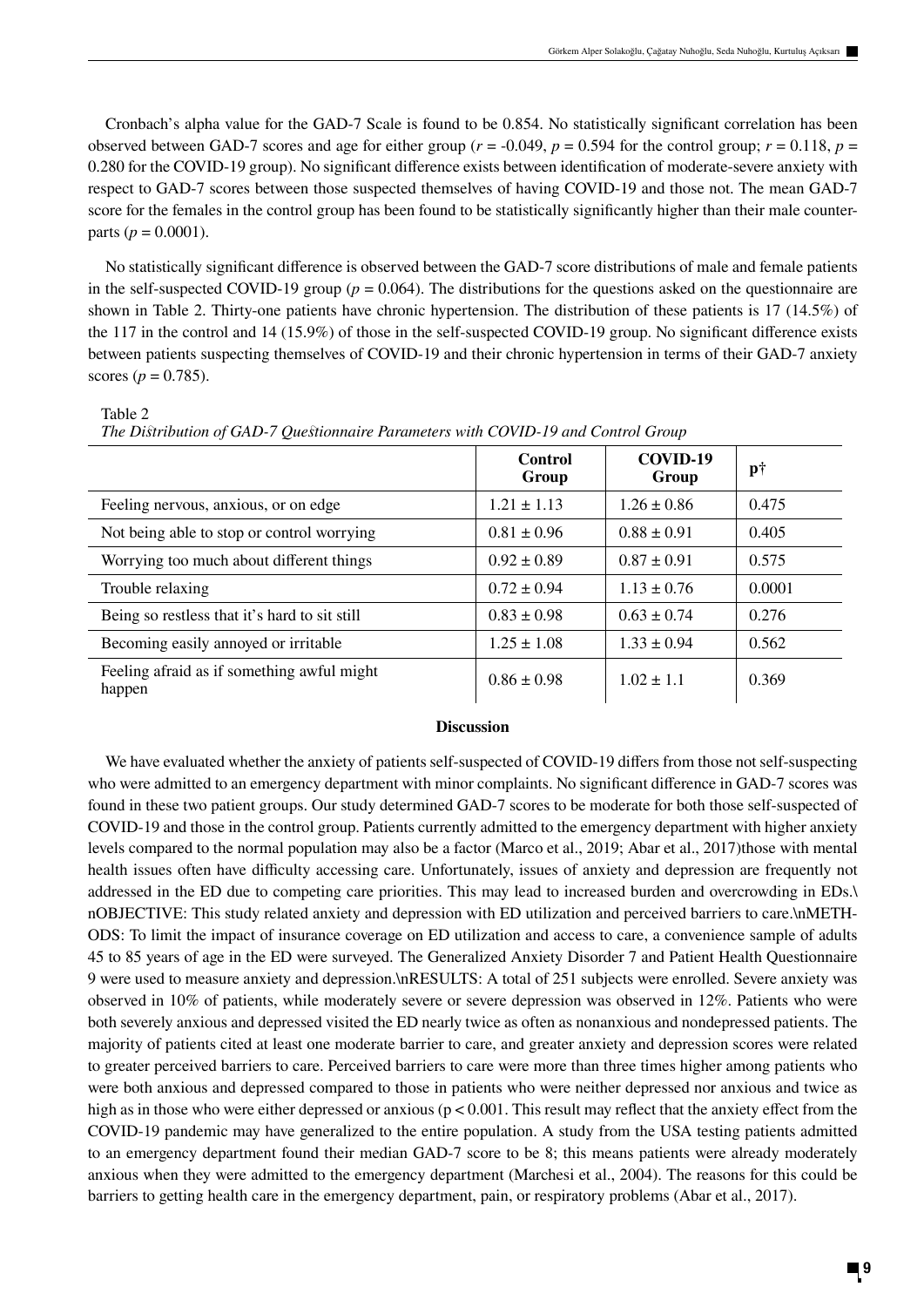Cronbach's alpha value for the GAD-7 Scale is found to be 0.854. No statistically significant correlation has been observed between GAD-7 scores and age for either group ($r$ = -0.049, $p$ = 0.594 for the control group; $r$ = 0.118, $p$ = 0.280 for the COVID-19 group). No significant difference exists between identification of moderate-severe anxiety with respect to GAD-7 scores between those suspected themselves of having COVID-19 and those not. The mean GAD-7 score for the females in the control group has been found to be statistically significantly higher than their male counterparts ($p$ = 0.0001).

No statistically significant difference is observed between the GAD-7 score distributions of male and female patients in the self-suspected COVID-19 group ($p$ = 0.064). The distributions for the questions asked on the questionnaire are shown in Table 2. Thirty-one patients have chronic hypertension. The distribution of these patients is 17 (14.5%) of the 117 in the control and 14 (15.9%) of those in the self-suspected COVID-19 group. No significant difference exists between patients suspecting themselves of COVID-19 and their chronic hypertension in terms of their GAD-7 anxiety scores ($p$ = 0.785).

Table 2
*The Distribution of GAD-7 Questionnaire Parameters with COVID-19 and Control Group*

| | Control Group | COVID-19 Group | p† |
|---|---|---|---|
| Feeling nervous, anxious, or on edge | 1.21 ± 1.13 | 1.26 ± 0.86 | 0.475 |
| Not being able to stop or control worrying | 0.81 ± 0.96 | 0.88 ± 0.91 | 0.405 |
| Worrying too much about different things | 0.92 ± 0.89 | 0.87 ± 0.91 | 0.575 |
| Trouble relaxing | 0.72 ± 0.94 | 1.13 ± 0.76 | 0.0001 |
| Being so restless that it's hard to sit still | 0.83 ± 0.98 | 0.63 ± 0.74 | 0.276 |
| Becoming easily annoyed or irritable | 1.25 ± 1.08 | 1.33 ± 0.94 | 0.562 |
| Feeling afraid as if something awful might happen | 0.86 ± 0.98 | 1.02 ± 1.1 | 0.369 |

## Discussion

We have evaluated whether the anxiety of patients self-suspected of COVID-19 differs from those not self-suspecting who were admitted to an emergency department with minor complaints. No significant difference in GAD-7 scores was found in these two patient groups. Our study determined GAD-7 scores to be moderate for both those self-suspected of COVID-19 and those in the control group. Patients currently admitted to the emergency department with higher anxiety levels compared to the normal population may also be a factor (Marco et al., 2019; Abar et al., 2017)those with mental health issues often have difficulty accessing care. Unfortunately, issues of anxiety and depression are frequently not addressed in the ED due to competing care priorities. This may lead to increased burden and overcrowding in EDs.\nOBJECTIVE: This study related anxiety and depression with ED utilization and perceived barriers to care.\nMETHODS: To limit the impact of insurance coverage on ED utilization and access to care, a convenience sample of adults 45 to 85 years of age in the ED were surveyed. The Generalized Anxiety Disorder 7 and Patient Health Questionnaire 9 were used to measure anxiety and depression.\nRESULTS: A total of 251 subjects were enrolled. Severe anxiety was observed in 10% of patients, while moderately severe or severe depression was observed in 12%. Patients who were both severely anxious and depressed visited the ED nearly twice as often as nonanxious and nondepressed patients. The majority of patients cited at least one moderate barrier to care, and greater anxiety and depression scores were related to greater perceived barriers to care. Perceived barriers to care were more than three times higher among patients who were both anxious and depressed compared to those in patients who were neither depressed nor anxious and twice as high as in those who were either depressed or anxious ($p < 0.001$. This result may reflect that the anxiety effect from the COVID-19 pandemic may have generalized to the entire population. A study from the USA testing patients admitted to an emergency department found their median GAD-7 score to be 8; this means patients were already moderately anxious when they were admitted to the emergency department (Marchesi et al., 2004). The reasons for this could be barriers to getting health care in the emergency department, pain, or respiratory problems (Abar et al., 2017).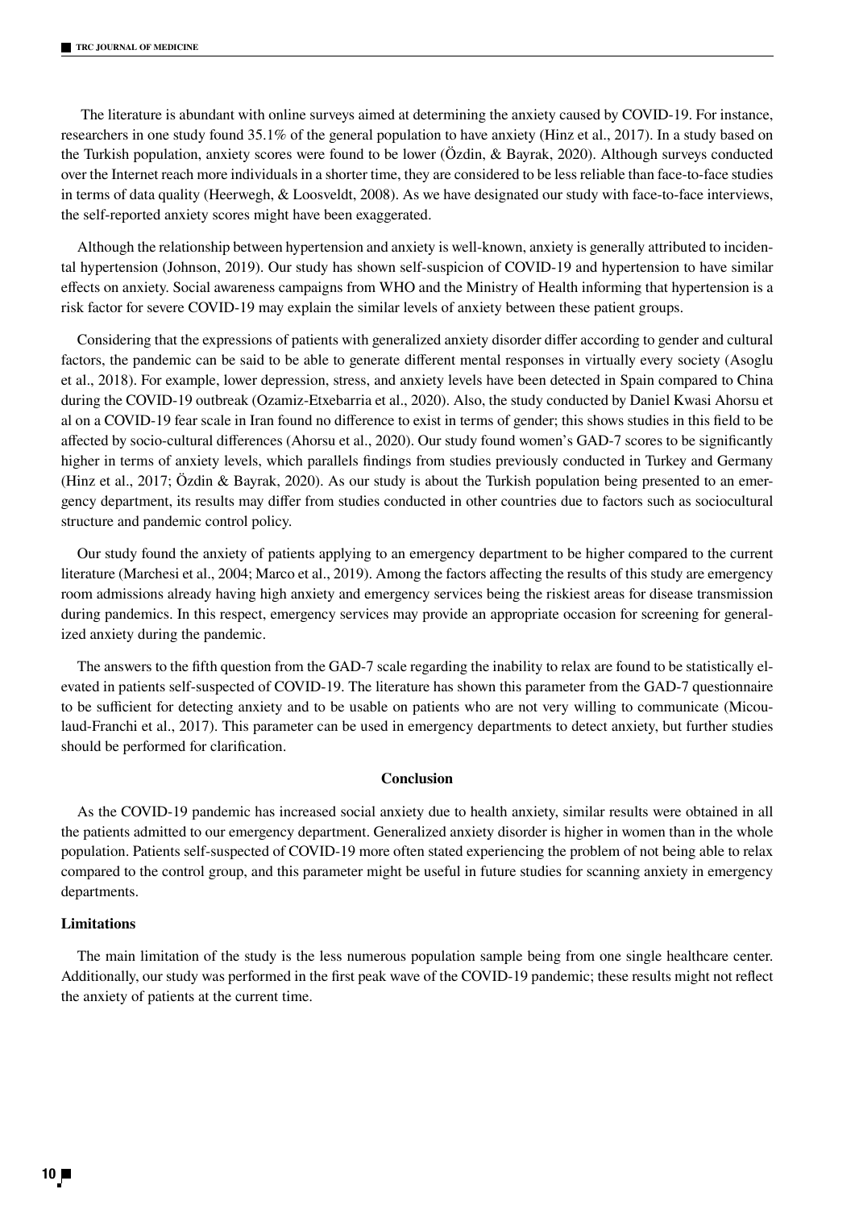The literature is abundant with online surveys aimed at determining the anxiety caused by COVID-19. For instance, researchers in one study found 35.1% of the general population to have anxiety (Hinz et al., 2017). In a study based on the Turkish population, anxiety scores were found to be lower (Özdin, & Bayrak, 2020). Although surveys conducted over the Internet reach more individuals in a shorter time, they are considered to be less reliable than face-to-face studies in terms of data quality (Heerwegh, & Loosveldt, 2008). As we have designated our study with face-to-face interviews, the self-reported anxiety scores might have been exaggerated.

Although the relationship between hypertension and anxiety is well-known, anxiety is generally attributed to incidental hypertension (Johnson, 2019). Our study has shown self-suspicion of COVID-19 and hypertension to have similar effects on anxiety. Social awareness campaigns from WHO and the Ministry of Health informing that hypertension is a risk factor for severe COVID-19 may explain the similar levels of anxiety between these patient groups.

Considering that the expressions of patients with generalized anxiety disorder differ according to gender and cultural factors, the pandemic can be said to be able to generate different mental responses in virtually every society (Asoglu et al., 2018). For example, lower depression, stress, and anxiety levels have been detected in Spain compared to China during the COVID-19 outbreak (Ozamiz-Etxebarria et al., 2020). Also, the study conducted by Daniel Kwasi Ahorsu et al on a COVID-19 fear scale in Iran found no difference to exist in terms of gender; this shows studies in this field to be affected by socio-cultural differences (Ahorsu et al., 2020). Our study found women's GAD-7 scores to be significantly higher in terms of anxiety levels, which parallels findings from studies previously conducted in Turkey and Germany (Hinz et al., 2017; Özdin & Bayrak, 2020). As our study is about the Turkish population being presented to an emergency department, its results may differ from studies conducted in other countries due to factors such as sociocultural structure and pandemic control policy.

Our study found the anxiety of patients applying to an emergency department to be higher compared to the current literature (Marchesi et al., 2004; Marco et al., 2019). Among the factors affecting the results of this study are emergency room admissions already having high anxiety and emergency services being the riskiest areas for disease transmission during pandemics. In this respect, emergency services may provide an appropriate occasion for screening for generalized anxiety during the pandemic.

The answers to the fifth question from the GAD-7 scale regarding the inability to relax are found to be statistically elevated in patients self-suspected of COVID-19. The literature has shown this parameter from the GAD-7 questionnaire to be sufficient for detecting anxiety and to be usable on patients who are not very willing to communicate (Micoulaud-Franchi et al., 2017). This parameter can be used in emergency departments to detect anxiety, but further studies should be performed for clarification.

## Conclusion

As the COVID-19 pandemic has increased social anxiety due to health anxiety, similar results were obtained in all the patients admitted to our emergency department. Generalized anxiety disorder is higher in women than in the whole population. Patients self-suspected of COVID-19 more often stated experiencing the problem of not being able to relax compared to the control group, and this parameter might be useful in future studies for scanning anxiety in emergency departments.

### Limitations

The main limitation of the study is the less numerous population sample being from one single healthcare center. Additionally, our study was performed in the first peak wave of the COVID-19 pandemic; these results might not reflect the anxiety of patients at the current time.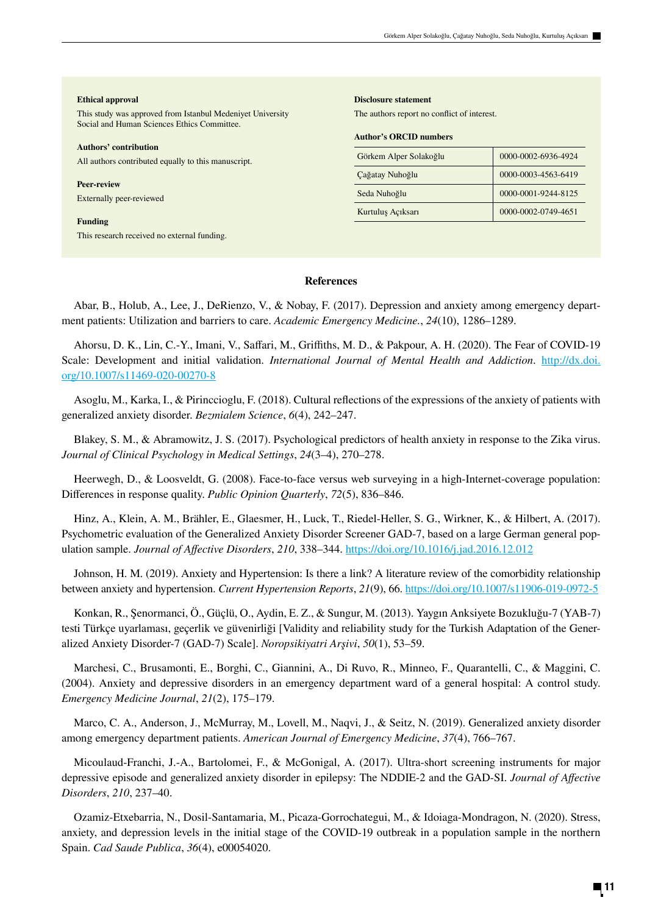**Ethical approval**

This study was approved from Istanbul Medeniyet University Social and Human Sciences Ethics Committee.

**Authors' contribution**

All authors contributed equally to this manuscript.

**Peer-review**

Externally peer-reviewed

**Funding**

This research received no external funding.

**Disclosure statement**

The authors report no conflict of interest.

**Author's ORCID numbers**

| | |
|---|---|
| Görkem Alper Solakoğlu | 0000-0002-6936-4924 |
| Çağatay Nuhoğlu | 0000-0003-4563-6419 |
| Seda Nuhoğlu | 0000-0001-9244-8125 |
| Kurtuluş Açıksarı | 0000-0002-0749-4651 |

## References

Abar, B., Holub, A., Lee, J., DeRienzo, V., & Nobay, F. (2017). Depression and anxiety among emergency department patients: Utilization and barriers to care. *Academic Emergency Medicine.*, *24*(10), 1286–1289.

Ahorsu, D. K., Lin, C.-Y., Imani, V., Saffari, M., Griffiths, M. D., & Pakpour, A. H. (2020). The Fear of COVID-19 Scale: Development and initial validation. *International Journal of Mental Health and Addiction*. http://dx.doi.org/10.1007/s11469-020-00270-8

Asoglu, M., Karka, I., & Pirinccioglu, F. (2018). Cultural reflections of the expressions of the anxiety of patients with generalized anxiety disorder. *Bezmialem Science*, *6*(4), 242–247.

Blakey, S. M., & Abramowitz, J. S. (2017). Psychological predictors of health anxiety in response to the Zika virus. *Journal of Clinical Psychology in Medical Settings*, *24*(3–4), 270–278.

Heerwegh, D., & Loosveldt, G. (2008). Face-to-face versus web surveying in a high-Internet-coverage population: Differences in response quality. *Public Opinion Quarterly*, *72*(5), 836–846.

Hinz, A., Klein, A. M., Brähler, E., Glaesmer, H., Luck, T., Riedel-Heller, S. G., Wirkner, K., & Hilbert, A. (2017). Psychometric evaluation of the Generalized Anxiety Disorder Screener GAD-7, based on a large German general population sample. *Journal of Affective Disorders*, *210*, 338–344. https://doi.org/10.1016/j.jad.2016.12.012

Johnson, H. M. (2019). Anxiety and Hypertension: Is there a link? A literature review of the comorbidity relationship between anxiety and hypertension. *Current Hypertension Reports*, *21*(9), 66. https://doi.org/10.1007/s11906-019-0972-5

Konkan, R., Şenormanci, Ö., Güçlü, O., Aydin, E. Z., & Sungur, M. (2013). Yaygın Anksiyete Bozukluğu-7 (YAB-7) testi Türkçe uyarlaması, geçerlik ve güvenirliği [Validity and reliability study for the Turkish Adaptation of the Generalized Anxiety Disorder-7 (GAD-7) Scale]. *Noropsikiyatri Arşivi*, *50*(1), 53–59.

Marchesi, C., Brusamonti, E., Borghi, C., Giannini, A., Di Ruvo, R., Minneo, F., Quarantelli, C., & Maggini, C. (2004). Anxiety and depressive disorders in an emergency department ward of a general hospital: A control study. *Emergency Medicine Journal*, *21*(2), 175–179.

Marco, C. A., Anderson, J., McMurray, M., Lovell, M., Naqvi, J., & Seitz, N. (2019). Generalized anxiety disorder among emergency department patients. *American Journal of Emergency Medicine*, *37*(4), 766–767.

Micoulaud-Franchi, J.-A., Bartolomei, F., & McGonigal, A. (2017). Ultra-short screening instruments for major depressive episode and generalized anxiety disorder in epilepsy: The NDDIE-2 and the GAD-SI. *Journal of Affective Disorders*, *210*, 237–40.

Ozamiz-Etxebarria, N., Dosil-Santamaria, M., Picaza-Gorrochategui, M., & Idoiaga-Mondragon, N. (2020). Stress, anxiety, and depression levels in the initial stage of the COVID-19 outbreak in a population sample in the northern Spain. *Cad Saude Publica*, *36*(4), e00054020.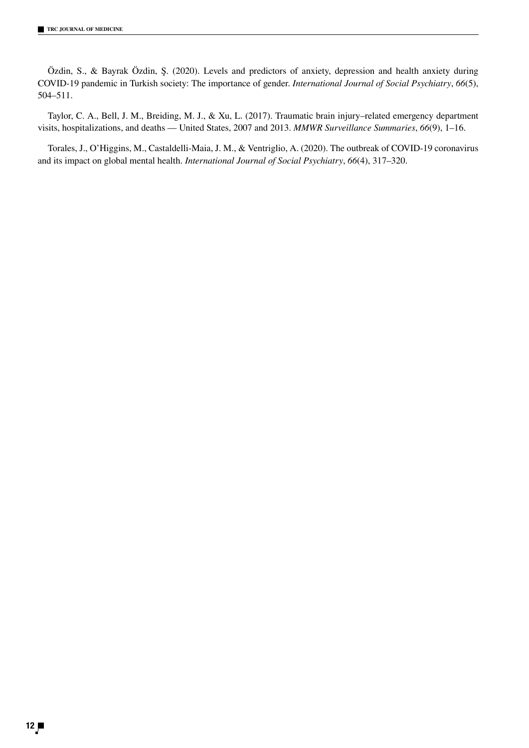Özdin, S., & Bayrak Özdin, Ş. (2020). Levels and predictors of anxiety, depression and health anxiety during COVID-19 pandemic in Turkish society: The importance of gender. *International Journal of Social Psychiatry*, *66*(5), 504–511.

Taylor, C. A., Bell, J. M., Breiding, M. J., & Xu, L. (2017). Traumatic brain injury–related emergency department visits, hospitalizations, and deaths — United States, 2007 and 2013. *MMWR Surveillance Summaries*, *66*(9), 1–16.

Torales, J., O'Higgins, M., Castaldelli-Maia, J. M., & Ventriglio, A. (2020). The outbreak of COVID-19 coronavirus and its impact on global mental health. *International Journal of Social Psychiatry*, *66*(4), 317–320.